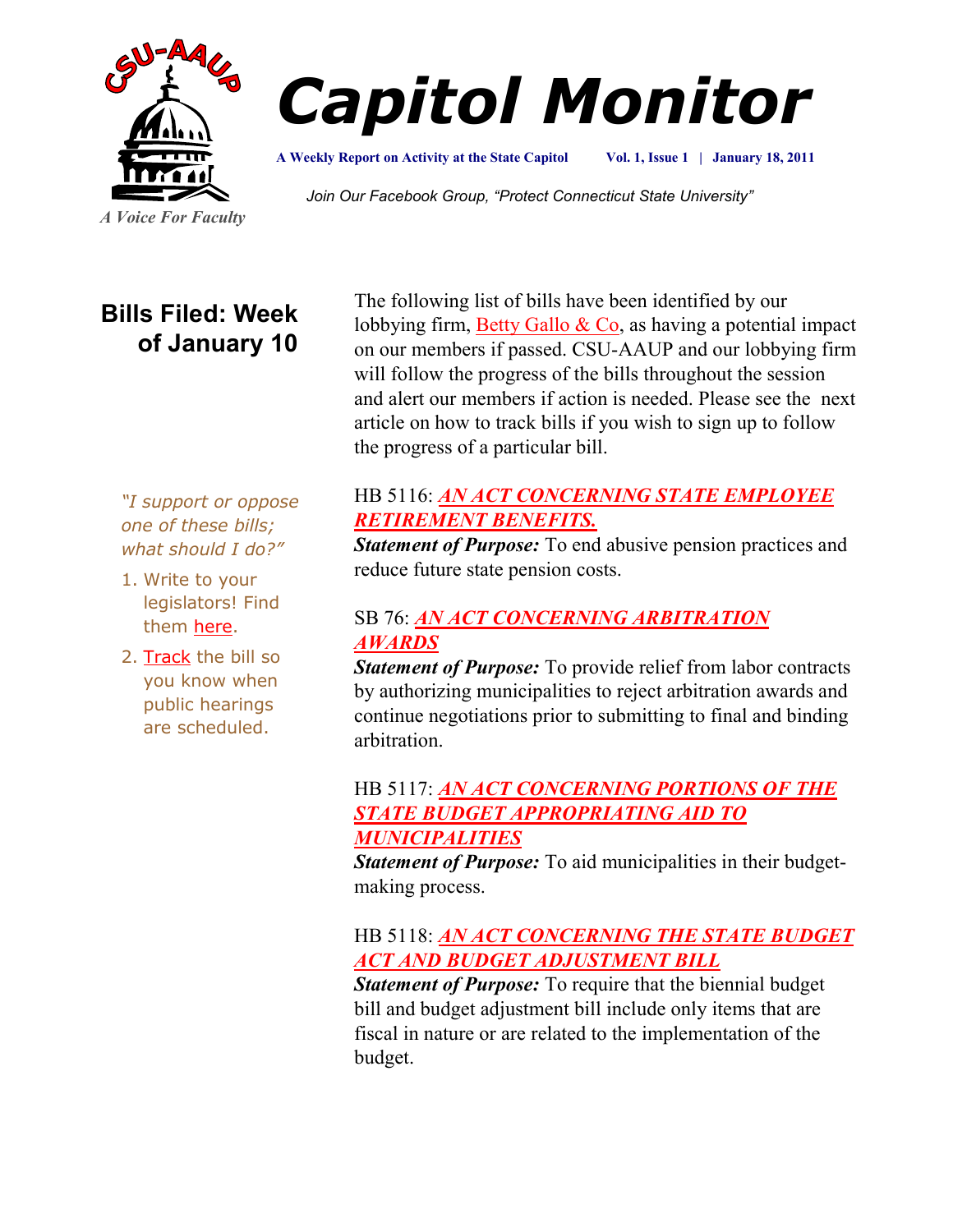CSU-AAUP

*A Voice For Faculty*

# Capitol Monitor

**A Weekly Report on Activity at the State Capitol** **Vol. 1, Issue 1 | January 18, 2011**

*Join Our Facebook Group, "Protect Connecticut State University"*

## Bills Filed: Week of January 10

The following list of bills have been identified by our lobbying firm, Betty Gallo & Co, as having a potential impact on our members if passed. CSU-AAUP and our lobbying firm will follow the progress of the bills throughout the session and alert our members if action is needed. Please see the next article on how to track bills if you wish to sign up to follow the progress of a particular bill.

*"I support or oppose one of these bills; what should I do?"*

1. Write to your legislators! Find them here.
2. Track the bill so you know when public hearings are scheduled.

HB 5116: ***AN ACT CONCERNING STATE EMPLOYEE RETIREMENT BENEFITS.***
***Statement of Purpose:*** To end abusive pension practices and reduce future state pension costs.

SB 76: ***AN ACT CONCERNING ARBITRATION AWARDS***
***Statement of Purpose:*** To provide relief from labor contracts by authorizing municipalities to reject arbitration awards and continue negotiations prior to submitting to final and binding arbitration.

HB 5117: ***AN ACT CONCERNING PORTIONS OF THE STATE BUDGET APPROPRIATING AID TO MUNICIPALITIES***
***Statement of Purpose:*** To aid municipalities in their budget-making process.

HB 5118: ***AN ACT CONCERNING THE STATE BUDGET ACT AND BUDGET ADJUSTMENT BILL***
***Statement of Purpose:*** To require that the biennial budget bill and budget adjustment bill include only items that are fiscal in nature or are related to the implementation of the budget.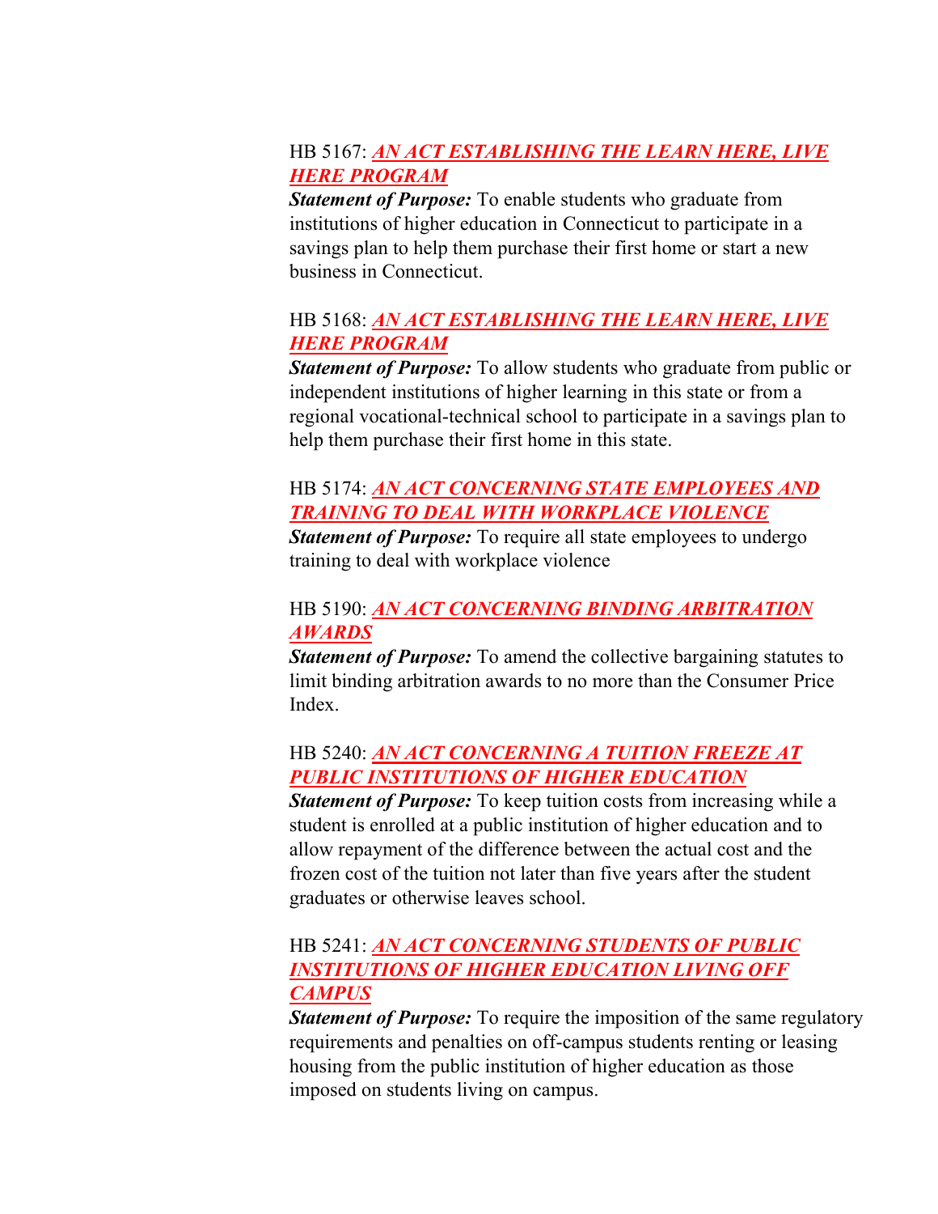HB 5167: ***AN ACT ESTABLISHING THE LEARN HERE, LIVE HERE PROGRAM***

***Statement of Purpose:*** To enable students who graduate from institutions of higher education in Connecticut to participate in a savings plan to help them purchase their first home or start a new business in Connecticut.

HB 5168: ***AN ACT ESTABLISHING THE LEARN HERE, LIVE HERE PROGRAM***

***Statement of Purpose:*** To allow students who graduate from public or independent institutions of higher learning in this state or from a regional vocational-technical school to participate in a savings plan to help them purchase their first home in this state.

HB 5174: ***AN ACT CONCERNING STATE EMPLOYEES AND TRAINING TO DEAL WITH WORKPLACE VIOLENCE***

***Statement of Purpose:*** To require all state employees to undergo training to deal with workplace violence

HB 5190: ***AN ACT CONCERNING BINDING ARBITRATION AWARDS***

***Statement of Purpose:*** To amend the collective bargaining statutes to limit binding arbitration awards to no more than the Consumer Price Index.

HB 5240: ***AN ACT CONCERNING A TUITION FREEZE AT PUBLIC INSTITUTIONS OF HIGHER EDUCATION***

***Statement of Purpose:*** To keep tuition costs from increasing while a student is enrolled at a public institution of higher education and to allow repayment of the difference between the actual cost and the frozen cost of the tuition not later than five years after the student graduates or otherwise leaves school.

HB 5241: ***AN ACT CONCERNING STUDENTS OF PUBLIC INSTITUTIONS OF HIGHER EDUCATION LIVING OFF CAMPUS***

***Statement of Purpose:*** To require the imposition of the same regulatory requirements and penalties on off-campus students renting or leasing housing from the public institution of higher education as those imposed on students living on campus.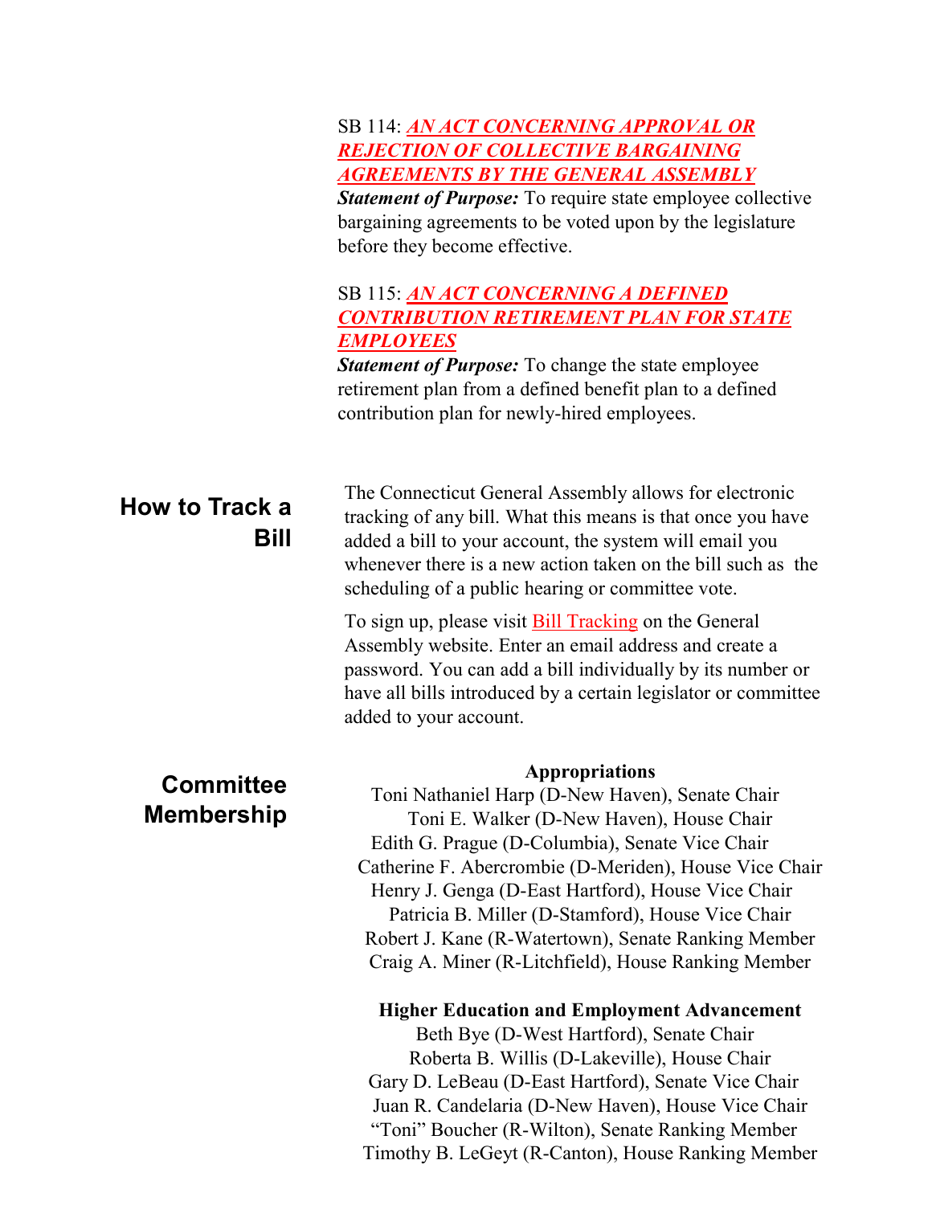SB 114: ***AN ACT CONCERNING APPROVAL OR REJECTION OF COLLECTIVE BARGAINING AGREEMENTS BY THE GENERAL ASSEMBLY***

***Statement of Purpose:*** To require state employee collective bargaining agreements to be voted upon by the legislature before they become effective.

SB 115: ***AN ACT CONCERNING A DEFINED CONTRIBUTION RETIREMENT PLAN FOR STATE EMPLOYEES***

***Statement of Purpose:*** To change the state employee retirement plan from a defined benefit plan to a defined contribution plan for newly-hired employees.

## How to Track a Bill

The Connecticut General Assembly allows for electronic tracking of any bill. What this means is that once you have added a bill to your account, the system will email you whenever there is a new action taken on the bill such as the scheduling of a public hearing or committee vote.

To sign up, please visit Bill Tracking on the General Assembly website. Enter an email address and create a password. You can add a bill individually by its number or have all bills introduced by a certain legislator or committee added to your account.

## Committee Membership

**Appropriations**

Toni Nathaniel Harp (D-New Haven), Senate Chair
Toni E. Walker (D-New Haven), House Chair
Edith G. Prague (D-Columbia), Senate Vice Chair
Catherine F. Abercrombie (D-Meriden), House Vice Chair
Henry J. Genga (D-East Hartford), House Vice Chair
Patricia B. Miller (D-Stamford), House Vice Chair
Robert J. Kane (R-Watertown), Senate Ranking Member
Craig A. Miner (R-Litchfield), House Ranking Member

**Higher Education and Employment Advancement**

Beth Bye (D-West Hartford), Senate Chair
Roberta B. Willis (D-Lakeville), House Chair
Gary D. LeBeau (D-East Hartford), Senate Vice Chair
Juan R. Candelaria (D-New Haven), House Vice Chair
"Toni" Boucher (R-Wilton), Senate Ranking Member
Timothy B. LeGeyt (R-Canton), House Ranking Member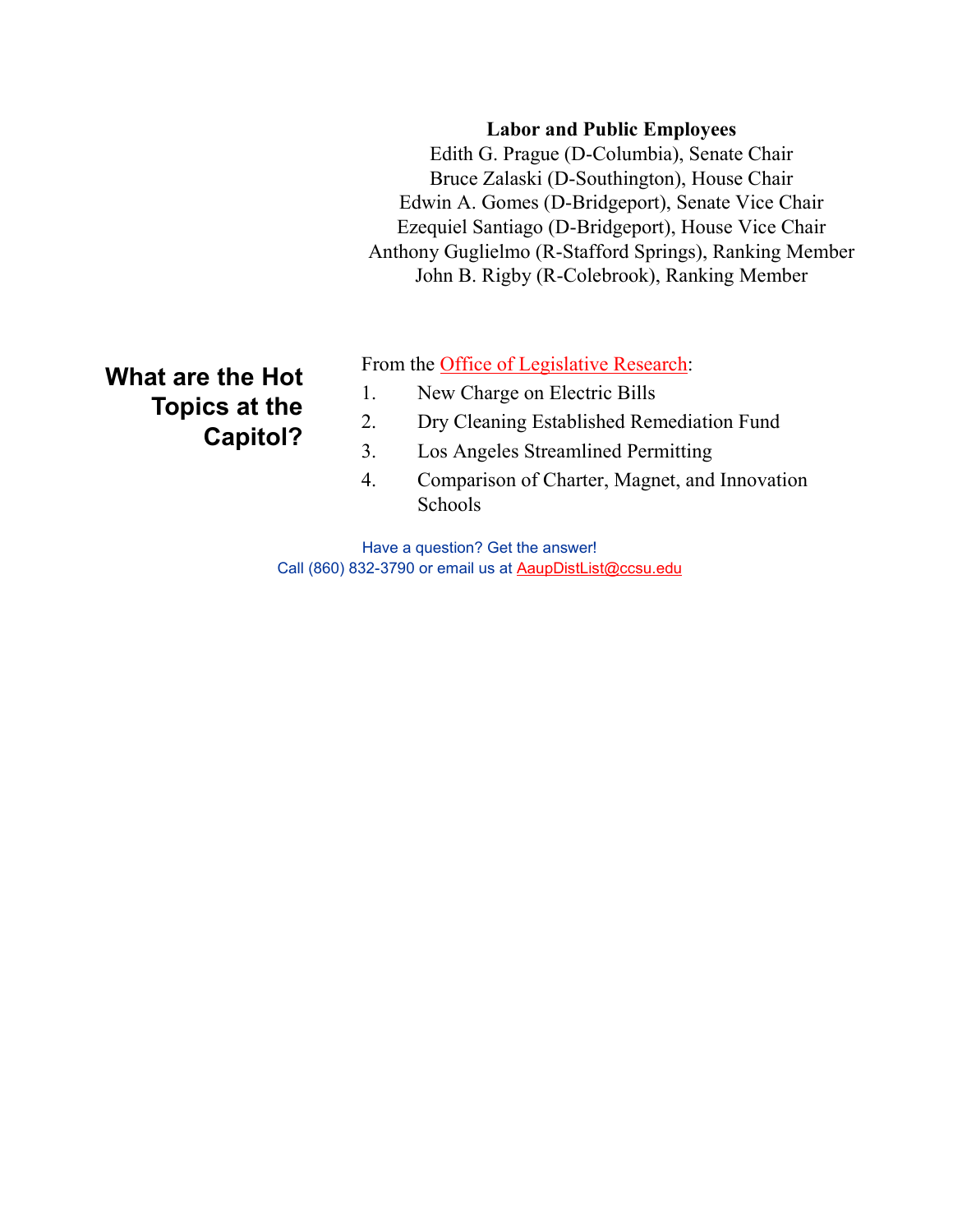**Labor and Public Employees**
Edith G. Prague (D-Columbia), Senate Chair
Bruce Zalaski (D-Southington), House Chair
Edwin A. Gomes (D-Bridgeport), Senate Vice Chair
Ezequiel Santiago (D-Bridgeport), House Vice Chair
Anthony Guglielmo (R-Stafford Springs), Ranking Member
John B. Rigby (R-Colebrook), Ranking Member

## What are the Hot Topics at the Capitol?

From the Office of Legislative Research:

1. New Charge on Electric Bills
2. Dry Cleaning Established Remediation Fund
3. Los Angeles Streamlined Permitting
4. Comparison of Charter, Magnet, and Innovation Schools

Have a question? Get the answer!
Call (860) 832-3790 or email us at AaupDistList@ccsu.edu